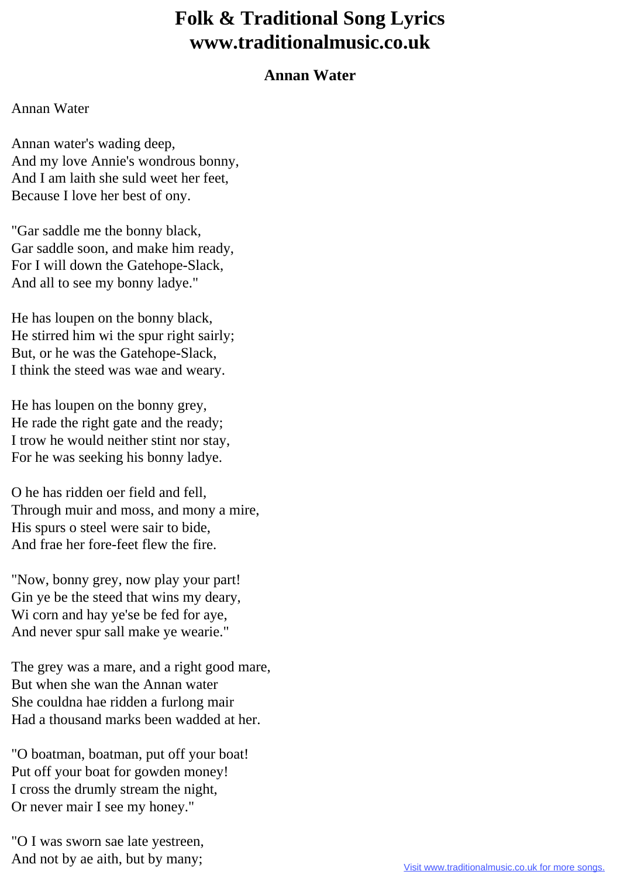# Folk & Traditional Song Lyrics
# www.traditionalmusic.co.uk

### Annan Water

Annan Water

Annan water's wading deep,
And my love Annie's wondrous bonny,
And I am laith she suld weet her feet,
Because I love her best of ony.

"Gar saddle me the bonny black,
Gar saddle soon, and make him ready,
For I will down the Gatehope-Slack,
And all to see my bonny ladye."

He has loupen on the bonny black,
He stirred him wi the spur right sairly;
But, or he was the Gatehope-Slack,
I think the steed was wae and weary.

He has loupen on the bonny grey,
He rade the right gate and the ready;
I trow he would neither stint nor stay,
For he was seeking his bonny ladye.

O he has ridden oer field and fell,
Through muir and moss, and mony a mire,
His spurs o steel were sair to bide,
And frae her fore-feet flew the fire.

"Now, bonny grey, now play your part!
Gin ye be the steed that wins my deary,
Wi corn and hay ye'se be fed for aye,
And never spur sall make ye wearie."

The grey was a mare, and a right good mare,
But when she wan the Annan water
She couldna hae ridden a furlong mair
Had a thousand marks been wadded at her.

"O boatman, boatman, put off your boat!
Put off your boat for gowden money!
I cross the drumly stream the night,
Or never mair I see my honey."

"O I was sworn sae late yestreen,
And not by ae aith, but by many;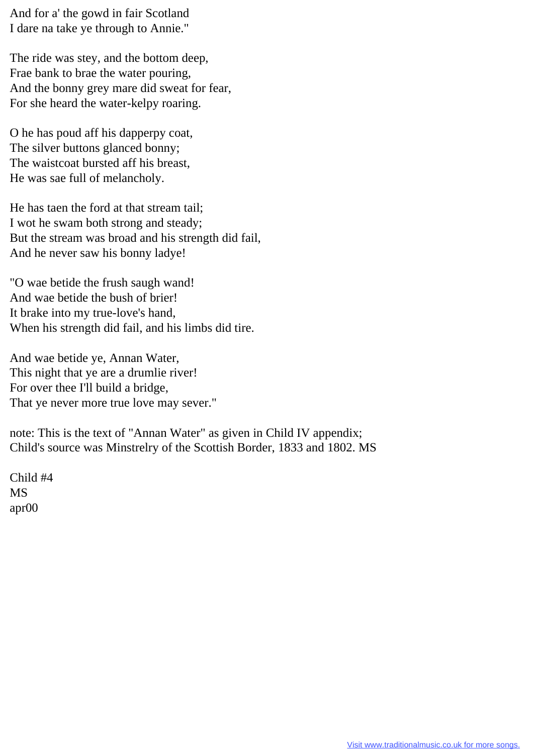And for a' the gowd in fair Scotland
I dare na take ye through to Annie."

The ride was stey, and the bottom deep,
Frae bank to brae the water pouring,
And the bonny grey mare did sweat for fear,
For she heard the water-kelpy roaring.

O he has poud aff his dapperpy coat,
The silver buttons glanced bonny;
The waistcoat bursted aff his breast,
He was sae full of melancholy.

He has taen the ford at that stream tail;
I wot he swam both strong and steady;
But the stream was broad and his strength did fail,
And he never saw his bonny ladye!

"O wae betide the frush saugh wand!
And wae betide the bush of brier!
It brake into my true-love's hand,
When his strength did fail, and his limbs did tire.

And wae betide ye, Annan Water,
This night that ye are a drumlie river!
For over thee I'll build a bridge,
That ye never more true love may sever."

note: This is the text of "Annan Water" as given in Child IV appendix;
Child's source was Minstrelry of the Scottish Border, 1833 and 1802. MS

Child #4
MS
apr00